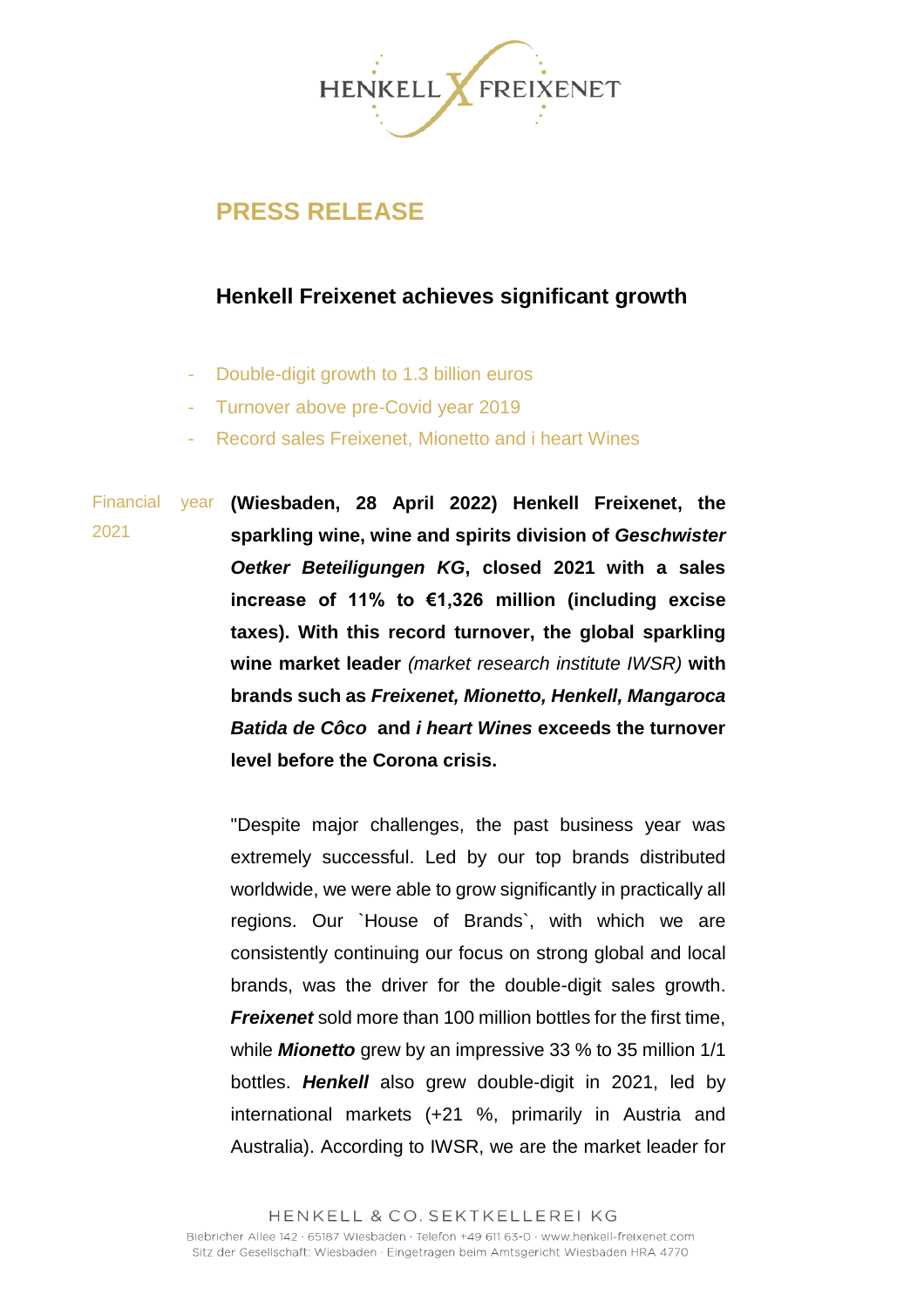# PRESS RELEASE

## Henkell Freixenet achieves significant growth

- Double-digit growth to 1.3 billion euros
- Turnover above pre-Covid year 2019
- Record sales Freixenet, Mionetto and i heart Wines

Financial year 2021

**(Wiesbaden, 28 April 2022) Henkell Freixenet, the sparkling wine, wine and spirits division of *Geschwister Oetker Beteiligungen KG*, closed 2021 with a sales increase of 11% to €1,326 million (including excise taxes). With this record turnover, the global sparkling wine market leader** *(market research institute IWSR)* **with brands such as *Freixenet, Mionetto, Henkell, Mangaroca Batida de Côco* and *i heart Wines* exceeds the turnover level before the Corona crisis.**

"Despite major challenges, the past business year was extremely successful. Led by our top brands distributed worldwide, we were able to grow significantly in practically all regions. Our `House of Brands`, with which we are consistently continuing our focus on strong global and local brands, was the driver for the double-digit sales growth. ***Freixenet*** sold more than 100 million bottles for the first time, while ***Mionetto*** grew by an impressive 33 % to 35 million 1/1 bottles. ***Henkell*** also grew double-digit in 2021, led by international markets (+21 %, primarily in Austria and Australia). According to IWSR, we are the market leader for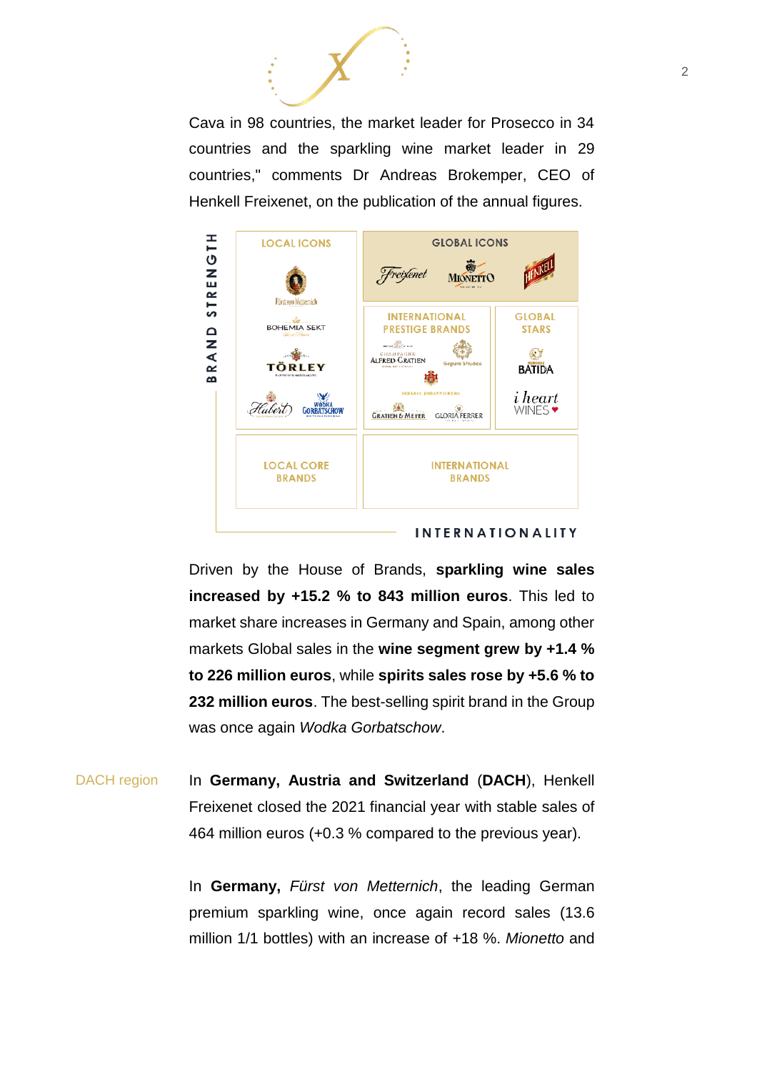Cava in 98 countries, the market leader for Prosecco in 34 countries and the sparkling wine market leader in 29 countries," comments Dr Andreas Brokemper, CEO of Henkell Freixenet, on the publication of the annual figures.

| BRAND STRENGTH | | |
|---|---|---|
| **LOCAL ICONS**<br>Fürst von Metternich<br>BOHEMIA SEKT<br>TÖRLEY<br>Hubert<br>WODKA GORBATSCHOW | **GLOBAL ICONS**: Freixenet, Mionetto, Henkell<br><br>**INTERNATIONAL PRESTIGE BRANDS**<br>Champagne Alfred Gratien<br>Segura Viudas<br>Schloss Johannisberg<br>Gratien & Meyer<br>Gloria Ferrer | **GLOBAL STARS**<br>Batida<br>i heart WINES |
| **LOCAL CORE BRANDS** | **INTERNATIONAL BRANDS** | |
| | **INTERNATIONALITY** | |

Driven by the House of Brands, **sparkling wine sales increased by +15.2 % to 843 million euros**. This led to market share increases in Germany and Spain, among other markets Global sales in the **wine segment grew by +1.4 % to 226 million euros**, while **spirits sales rose by +5.6 % to 232 million euros**. The best-selling spirit brand in the Group was once again *Wodka Gorbatschow*.

DACH region

In **Germany, Austria and Switzerland** (**DACH**), Henkell Freixenet closed the 2021 financial year with stable sales of 464 million euros (+0.3 % compared to the previous year).

In **Germany,** *Fürst von Metternich*, the leading German premium sparkling wine, once again record sales (13.6 million 1/1 bottles) with an increase of +18 %. *Mionetto* and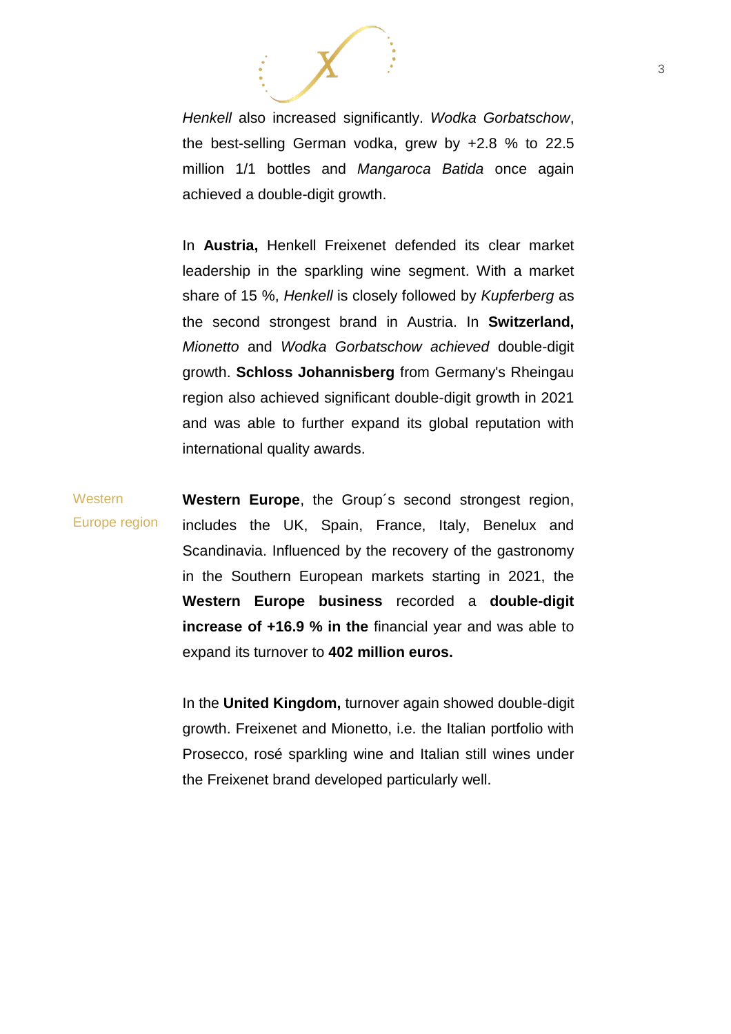*Henkell* also increased significantly. *Wodka Gorbatschow*, the best-selling German vodka, grew by +2.8 % to 22.5 million 1/1 bottles and *Mangaroca Batida* once again achieved a double-digit growth.

In **Austria,** Henkell Freixenet defended its clear market leadership in the sparkling wine segment. With a market share of 15 %, *Henkell* is closely followed by *Kupferberg* as the second strongest brand in Austria. In **Switzerland,** *Mionetto* and *Wodka Gorbatschow achieved* double-digit growth. **Schloss Johannisberg** from Germany's Rheingau region also achieved significant double-digit growth in 2021 and was able to further expand its global reputation with international quality awards.

Western Europe region

**Western Europe**, the Group´s second strongest region, includes the UK, Spain, France, Italy, Benelux and Scandinavia. Influenced by the recovery of the gastronomy in the Southern European markets starting in 2021, the **Western Europe business** recorded a **double-digit increase of +16.9 % in the** financial year and was able to expand its turnover to **402 million euros.**

In the **United Kingdom,** turnover again showed double-digit growth. Freixenet and Mionetto, i.e. the Italian portfolio with Prosecco, rosé sparkling wine and Italian still wines under the Freixenet brand developed particularly well.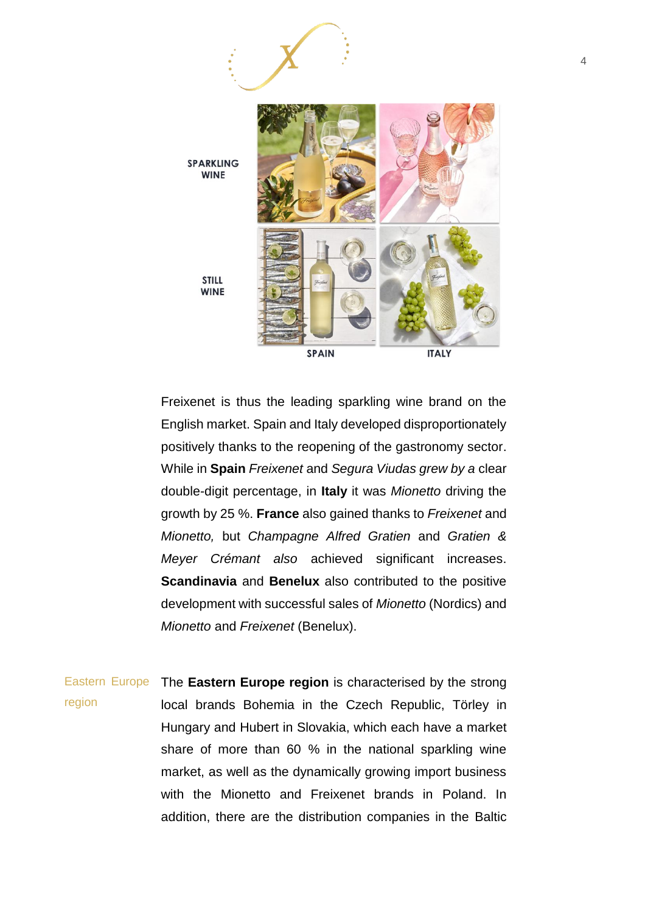SPARKLING WINE

STILL WINE

SPAIN ITALY

Freixenet is thus the leading sparkling wine brand on the English market. Spain and Italy developed disproportionately positively thanks to the reopening of the gastronomy sector. While in **Spain** *Freixenet* and *Segura Viudas grew by a* clear double-digit percentage, in **Italy** it was *Mionetto* driving the growth by 25 %. **France** also gained thanks to *Freixenet* and *Mionetto,* but *Champagne Alfred Gratien* and *Gratien & Meyer Crémant also* achieved significant increases. **Scandinavia** and **Benelux** also contributed to the positive development with successful sales of *Mionetto* (Nordics) and *Mionetto* and *Freixenet* (Benelux).

Eastern Europe region

The **Eastern Europe region** is characterised by the strong local brands Bohemia in the Czech Republic, Törley in Hungary and Hubert in Slovakia, which each have a market share of more than 60 % in the national sparkling wine market, as well as the dynamically growing import business with the Mionetto and Freixenet brands in Poland. In addition, there are the distribution companies in the Baltic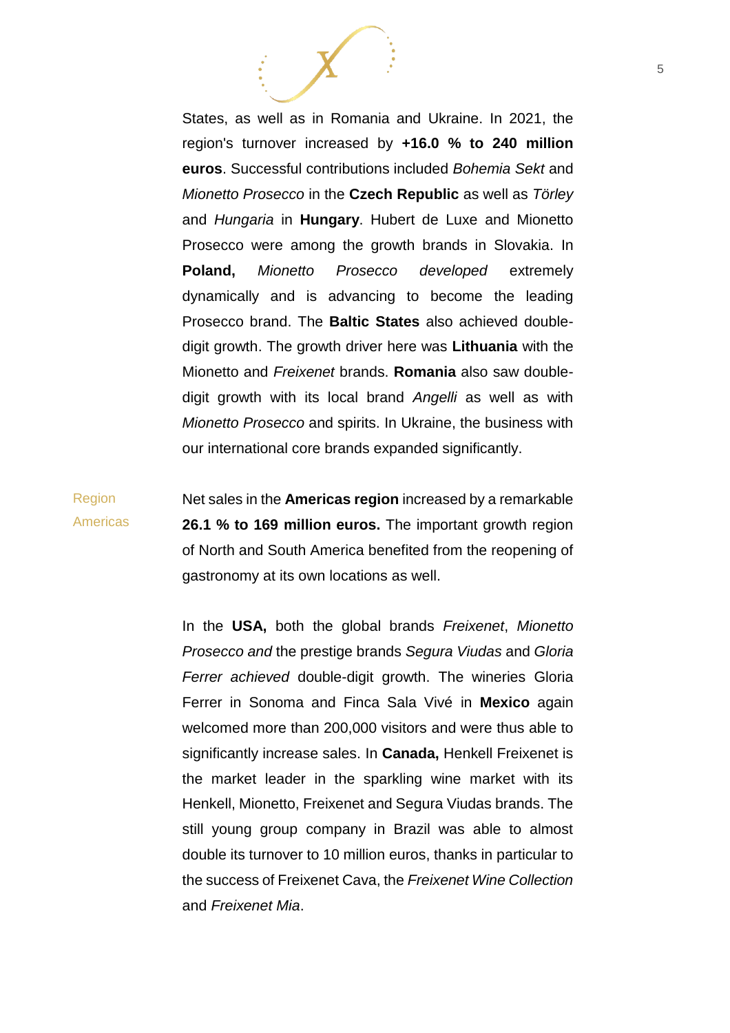States, as well as in Romania and Ukraine. In 2021, the region's turnover increased by **+16.0 % to 240 million euros**. Successful contributions included *Bohemia Sekt* and *Mionetto Prosecco* in the **Czech Republic** as well as *Törley* and *Hungaria* in **Hungary**. Hubert de Luxe and Mionetto Prosecco were among the growth brands in Slovakia. In **Poland,** *Mionetto Prosecco developed* extremely dynamically and is advancing to become the leading Prosecco brand. The **Baltic States** also achieved double-digit growth. The growth driver here was **Lithuania** with the Mionetto and *Freixenet* brands. **Romania** also saw double-digit growth with its local brand *Angelli* as well as with *Mionetto Prosecco* and spirits. In Ukraine, the business with our international core brands expanded significantly.

Region Americas

Net sales in the **Americas region** increased by a remarkable **26.1 % to 169 million euros.** The important growth region of North and South America benefited from the reopening of gastronomy at its own locations as well.

In the **USA,** both the global brands *Freixenet*, *Mionetto Prosecco and* the prestige brands *Segura Viudas* and *Gloria Ferrer achieved* double-digit growth. The wineries Gloria Ferrer in Sonoma and Finca Sala Vivé in **Mexico** again welcomed more than 200,000 visitors and were thus able to significantly increase sales. In **Canada,** Henkell Freixenet is the market leader in the sparkling wine market with its Henkell, Mionetto, Freixenet and Segura Viudas brands. The still young group company in Brazil was able to almost double its turnover to 10 million euros, thanks in particular to the success of Freixenet Cava, the *Freixenet Wine Collection* and *Freixenet Mia*.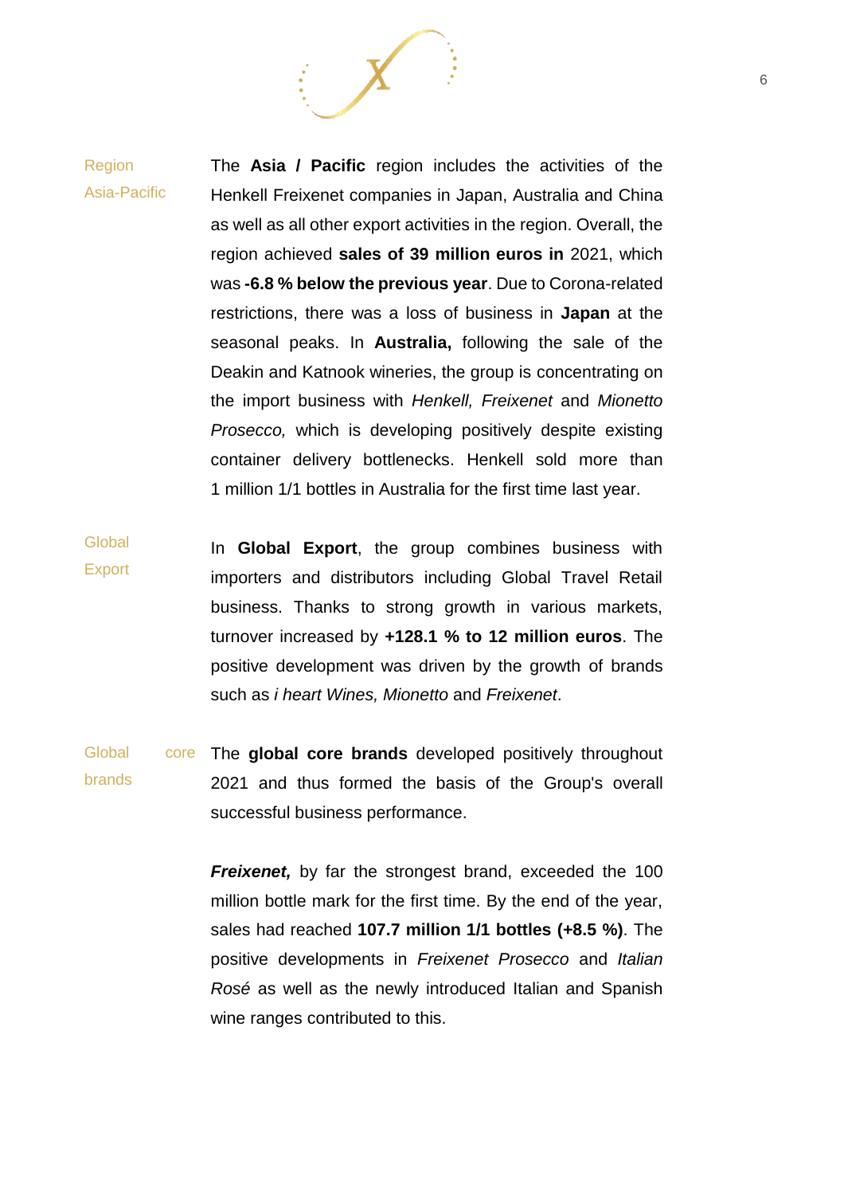**Region Asia-Pacific**

The **Asia / Pacific** region includes the activities of the Henkell Freixenet companies in Japan, Australia and China as well as all other export activities in the region. Overall, the region achieved **sales of 39 million euros in** 2021, which was **-6.8 % below the previous year**. Due to Corona-related restrictions, there was a loss of business in **Japan** at the seasonal peaks. In **Australia,** following the sale of the Deakin and Katnook wineries, the group is concentrating on the import business with *Henkell, Freixenet* and *Mionetto Prosecco,* which is developing positively despite existing container delivery bottlenecks. Henkell sold more than 1 million 1/1 bottles in Australia for the first time last year.

**Global Export**

In **Global Export**, the group combines business with importers and distributors including Global Travel Retail business. Thanks to strong growth in various markets, turnover increased by **+128.1 % to 12 million euros**. The positive development was driven by the growth of brands such as *i heart Wines, Mionetto* and *Freixenet*.

**Global core brands**

The **global core brands** developed positively throughout 2021 and thus formed the basis of the Group's overall successful business performance.

***Freixenet,*** by far the strongest brand, exceeded the 100 million bottle mark for the first time. By the end of the year, sales had reached **107.7 million 1/1 bottles (+8.5 %)**. The positive developments in *Freixenet Prosecco* and *Italian Rosé* as well as the newly introduced Italian and Spanish wine ranges contributed to this.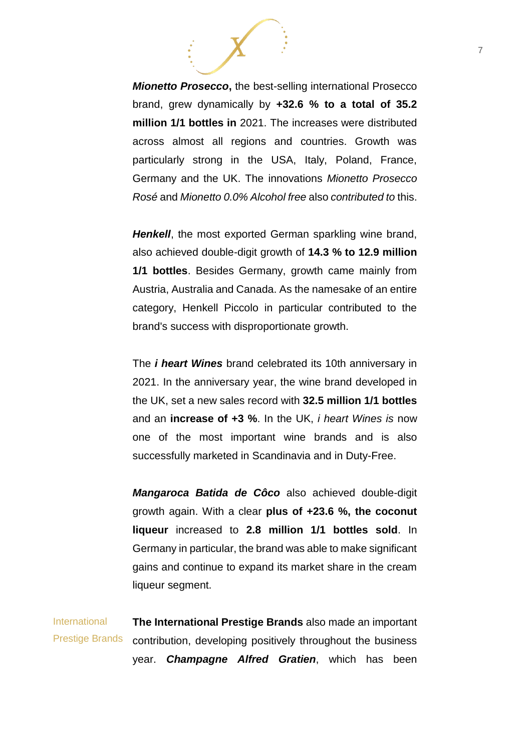***Mionetto Prosecco*****,** the best-selling international Prosecco brand, grew dynamically by **+32.6 % to a total of 35.2 million 1/1 bottles in** 2021. The increases were distributed across almost all regions and countries. Growth was particularly strong in the USA, Italy, Poland, France, Germany and the UK. The innovations *Mionetto Prosecco Rosé* and *Mionetto 0.0% Alcohol free* also *contributed to* this.

***Henkell***, the most exported German sparkling wine brand, also achieved double-digit growth of **14.3 % to 12.9 million 1/1 bottles**. Besides Germany, growth came mainly from Austria, Australia and Canada. As the namesake of an entire category, Henkell Piccolo in particular contributed to the brand's success with disproportionate growth.

The ***i heart Wines*** brand celebrated its 10th anniversary in 2021. In the anniversary year, the wine brand developed in the UK, set a new sales record with **32.5 million 1/1 bottles** and an **increase of +3 %**. In the UK, *i heart Wines is* now one of the most important wine brands and is also successfully marketed in Scandinavia and in Duty-Free.

***Mangaroca Batida de Côco*** also achieved double-digit growth again. With a clear **plus of +23.6 %, the coconut liqueur** increased to **2.8 million 1/1 bottles sold**. In Germany in particular, the brand was able to make significant gains and continue to expand its market share in the cream liqueur segment.

International Prestige Brands

**The International Prestige Brands** also made an important contribution, developing positively throughout the business year. ***Champagne Alfred Gratien***, which has been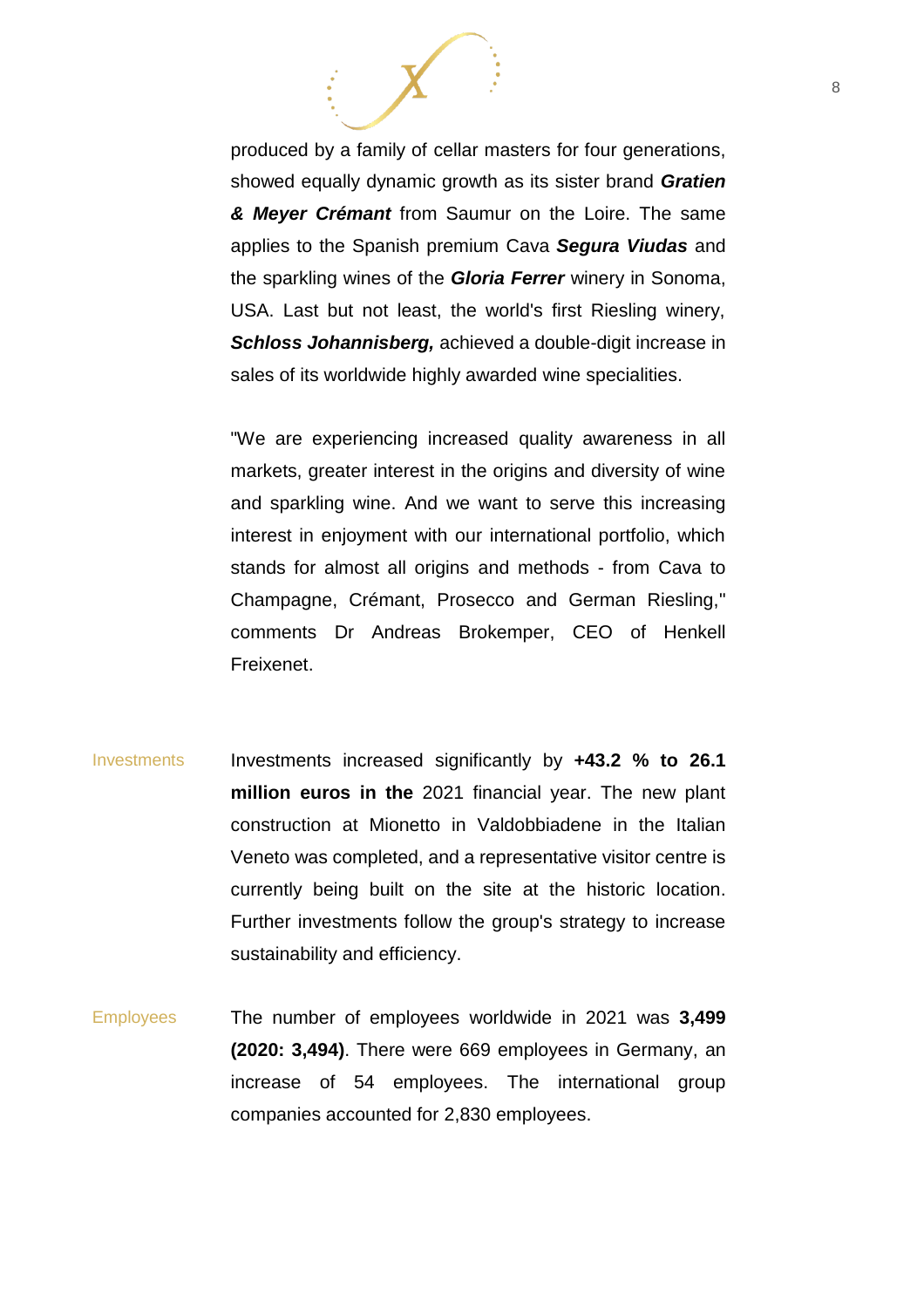produced by a family of cellar masters for four generations, showed equally dynamic growth as its sister brand ***Gratien & Meyer Crémant*** from Saumur on the Loire. The same applies to the Spanish premium Cava ***Segura Viudas*** and the sparkling wines of the ***Gloria Ferrer*** winery in Sonoma, USA. Last but not least, the world's first Riesling winery, ***Schloss Johannisberg,*** achieved a double-digit increase in sales of its worldwide highly awarded wine specialities.

"We are experiencing increased quality awareness in all markets, greater interest in the origins and diversity of wine and sparkling wine. And we want to serve this increasing interest in enjoyment with our international portfolio, which stands for almost all origins and methods - from Cava to Champagne, Crémant, Prosecco and German Riesling," comments Dr Andreas Brokemper, CEO of Henkell Freixenet.

**Investments**

Investments increased significantly by **+43.2 % to 26.1 million euros in the** 2021 financial year. The new plant construction at Mionetto in Valdobbiadene in the Italian Veneto was completed, and a representative visitor centre is currently being built on the site at the historic location. Further investments follow the group's strategy to increase sustainability and efficiency.

**Employees**

The number of employees worldwide in 2021 was **3,499 (2020: 3,494)**. There were 669 employees in Germany, an increase of 54 employees. The international group companies accounted for 2,830 employees.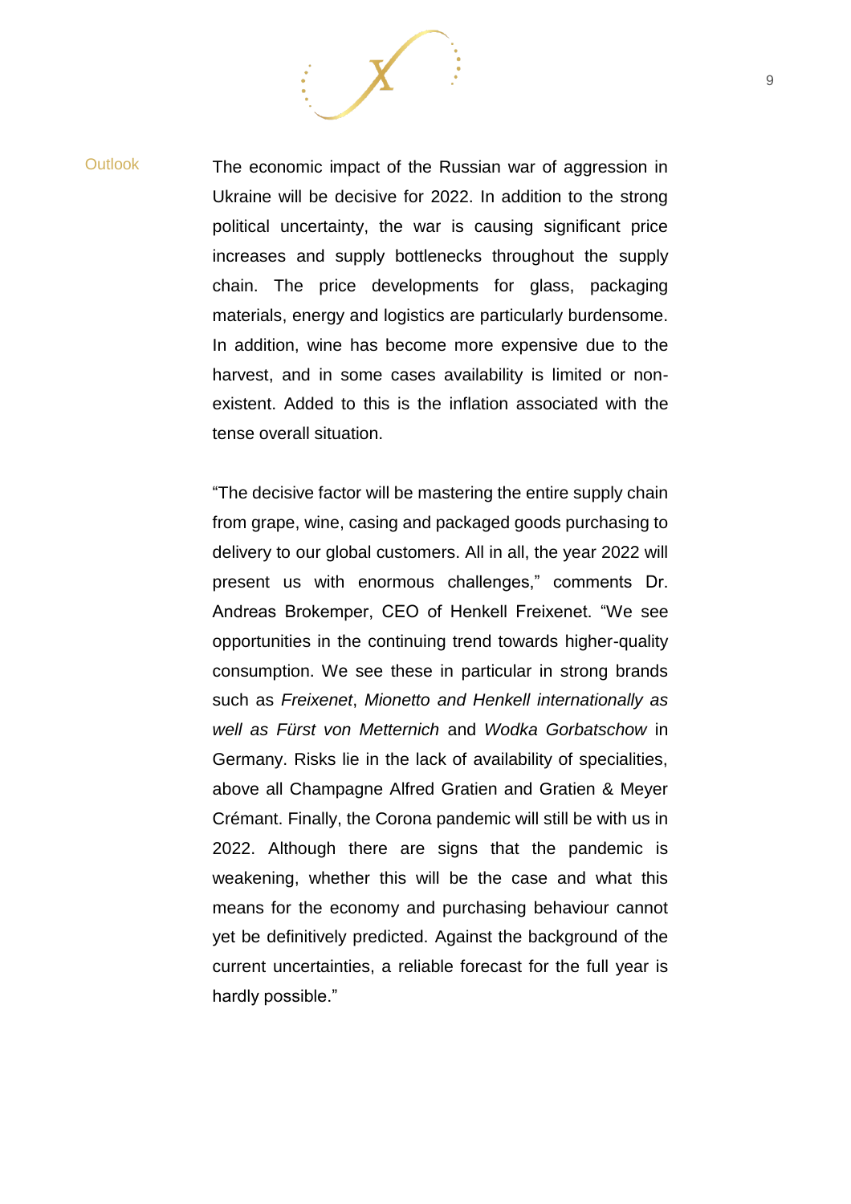## Outlook

The economic impact of the Russian war of aggression in Ukraine will be decisive for 2022. In addition to the strong political uncertainty, the war is causing significant price increases and supply bottlenecks throughout the supply chain. The price developments for glass, packaging materials, energy and logistics are particularly burdensome. In addition, wine has become more expensive due to the harvest, and in some cases availability is limited or non-existent. Added to this is the inflation associated with the tense overall situation.

“The decisive factor will be mastering the entire supply chain from grape, wine, casing and packaged goods purchasing to delivery to our global customers. All in all, the year 2022 will present us with enormous challenges,” comments Dr. Andreas Brokemper, CEO of Henkell Freixenet. “We see opportunities in the continuing trend towards higher-quality consumption. We see these in particular in strong brands such as *Freixenet*, *Mionetto and Henkell internationally as well as Fürst von Metternich* and *Wodka Gorbatschow* in Germany. Risks lie in the lack of availability of specialities, above all Champagne Alfred Gratien and Gratien & Meyer Crémant. Finally, the Corona pandemic will still be with us in 2022. Although there are signs that the pandemic is weakening, whether this will be the case and what this means for the economy and purchasing behaviour cannot yet be definitively predicted. Against the background of the current uncertainties, a reliable forecast for the full year is hardly possible.”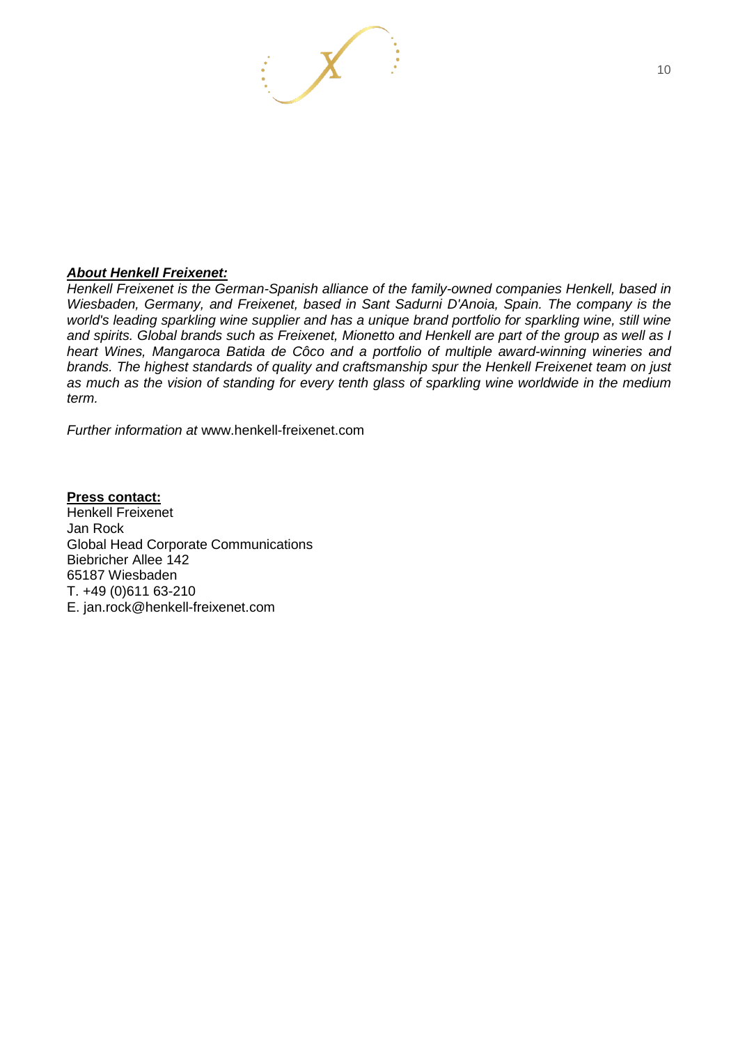***About Henkell Freixenet:***

*Henkell Freixenet is the German-Spanish alliance of the family-owned companies Henkell, based in Wiesbaden, Germany, and Freixenet, based in Sant Sadurni D'Anoia, Spain. The company is the world's leading sparkling wine supplier and has a unique brand portfolio for sparkling wine, still wine and spirits. Global brands such as Freixenet, Mionetto and Henkell are part of the group as well as I heart Wines, Mangaroca Batida de Côco and a portfolio of multiple award-winning wineries and brands. The highest standards of quality and craftsmanship spur the Henkell Freixenet team on just as much as the vision of standing for every tenth glass of sparkling wine worldwide in the medium term.*

*Further information at* www.henkell-freixenet.com

**Press contact:**

Henkell Freixenet
Jan Rock
Global Head Corporate Communications
Biebricher Allee 142
65187 Wiesbaden
T. +49 (0)611 63-210
E. jan.rock@henkell-freixenet.com